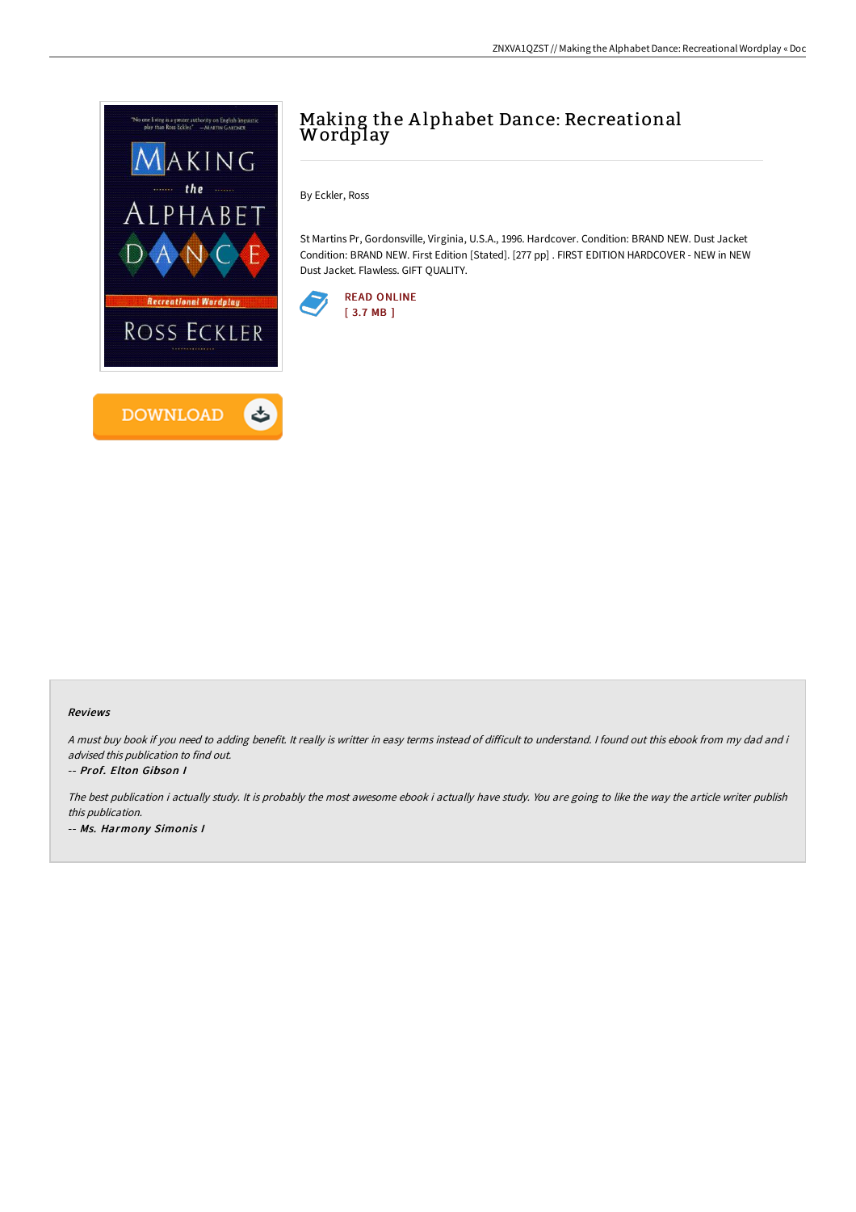# Making the Alphabet Dance: Recreational Wordplay

By Eckler, Ross

St Martins Pr, Gordonsville, Virginia, U.S.A., 1996. Hardcover. Condition: BRAND NEW. Dust Jacket Condition: BRAND NEW. First Edition [Stated]. [277 pp] . FIRST EDITION HARDCOVER - NEW in NEW Dust Jacket. Flawless. GIFT QUALITY.

READ ONLINE
[ 3.7 MB ]

DOWNLOAD

### Reviews

*A must buy book if you need to adding benefit. It really is writter in easy terms instead of difficult to understand. I found out this ebook from my dad and i advised this publication to find out.*

-- *Prof. Elton Gibson I*

*The best publication i actually study. It is probably the most awesome ebook i actually have study. You are going to like the way the article writer publish this publication.*

-- *Ms. Harmony Simonis I*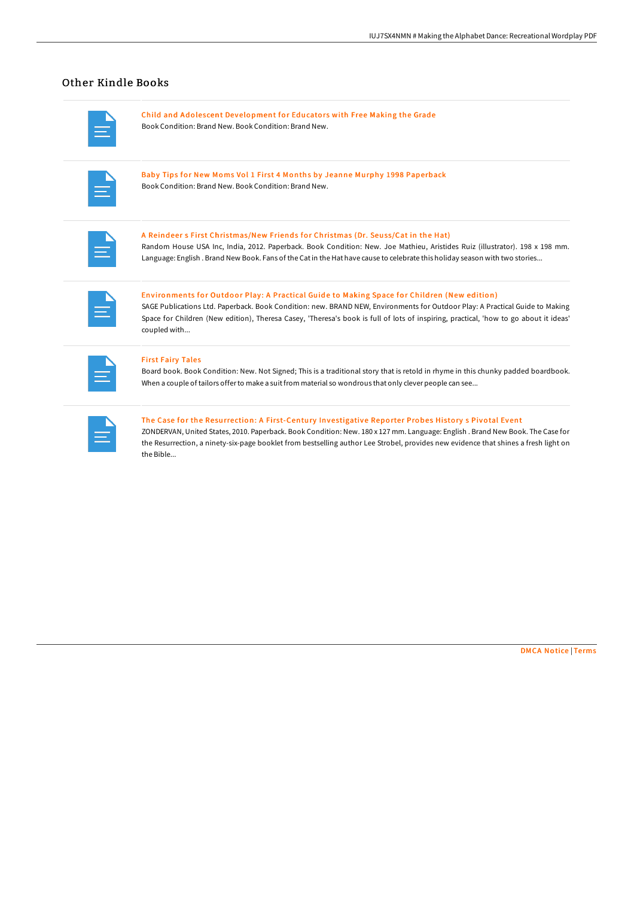## Other Kindle Books

**Child and Adolescent Development for Educators with Free Making the Grade**
Book Condition: Brand New. Book Condition: Brand New.

**Baby Tips for New Moms Vol 1 First 4 Months by Jeanne Murphy 1998 Paperback**
Book Condition: Brand New. Book Condition: Brand New.

**A Reindeer s First Christmas/New Friends for Christmas (Dr. Seuss/Cat in the Hat)**
Random House USA Inc, India, 2012. Paperback. Book Condition: New. Joe Mathieu, Aristides Ruiz (illustrator). 198 x 198 mm. Language: English . Brand New Book. Fans of the Cat in the Hat have cause to celebrate this holiday season with two stories...

**Environments for Outdoor Play: A Practical Guide to Making Space for Children (New edition)**
SAGE Publications Ltd. Paperback. Book Condition: new. BRAND NEW, Environments for Outdoor Play: A Practical Guide to Making Space for Children (New edition), Theresa Casey, 'Theresa's book is full of lots of inspiring, practical, 'how to go about it ideas' coupled with...

**First Fairy Tales**
Board book. Book Condition: New. Not Signed; This is a traditional story that is retold in rhyme in this chunky padded boardbook. When a couple of tailors offer to make a suit from material so wondrous that only clever people can see...

**The Case for the Resurrection: A First-Century Investigative Reporter Probes History s Pivotal Event**
ZONDERVAN, United States, 2010. Paperback. Book Condition: New. 180 x 127 mm. Language: English . Brand New Book. The Case for the Resurrection, a ninety-six-page booklet from bestselling author Lee Strobel, provides new evidence that shines a fresh light on the Bible...

DMCA Notice | Terms